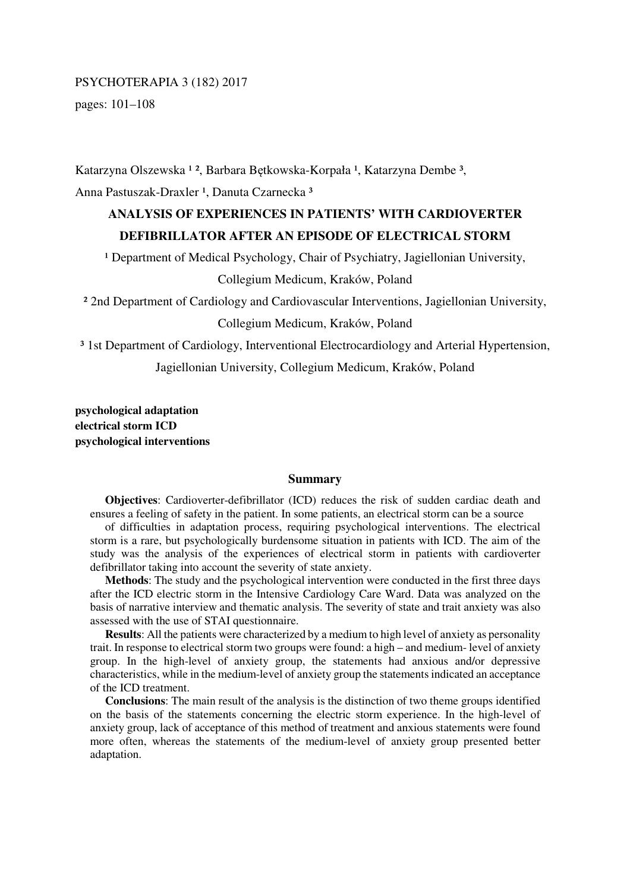Katarzyna Olszewska [1 2], Barbara Bętkowska-Korpała [1], Katarzyna Dembe [3],

Anna Pastuszak-Draxler [1], Danuta Czarnecka [3]

# ANALYSIS OF EXPERIENCES IN PATIENTS' WITH CARDIOVERTER DEFIBRILLATOR AFTER AN EPISODE OF ELECTRICAL STORM

[1] Department of Medical Psychology, Chair of Psychiatry, Jagiellonian University, Collegium Medicum, Kraków, Poland

[2] 2nd Department of Cardiology and Cardiovascular Interventions, Jagiellonian University, Collegium Medicum, Kraków, Poland

[3] 1st Department of Cardiology, Interventional Electrocardiology and Arterial Hypertension, Jagiellonian University, Collegium Medicum, Kraków, Poland

**psychological adaptation**
**electrical storm ICD**
**psychological interventions**

## Summary

**Objectives**: Cardioverter-defibrillator (ICD) reduces the risk of sudden cardiac death and ensures a feeling of safety in the patient. In some patients, an electrical storm can be a source of difficulties in adaptation process, requiring psychological interventions. The electrical storm is a rare, but psychologically burdensome situation in patients with ICD. The aim of the study was the analysis of the experiences of electrical storm in patients with cardioverter defibrillator taking into account the severity of state anxiety.

**Methods**: The study and the psychological intervention were conducted in the first three days after the ICD electric storm in the Intensive Cardiology Care Ward. Data was analyzed on the basis of narrative interview and thematic analysis. The severity of state and trait anxiety was also assessed with the use of STAI questionnaire.

**Results**: All the patients were characterized by a medium to high level of anxiety as personality trait. In response to electrical storm two groups were found: a high – and medium- level of anxiety group. In the high-level of anxiety group, the statements had anxious and/or depressive characteristics, while in the medium-level of anxiety group the statements indicated an acceptance of the ICD treatment.

**Conclusions**: The main result of the analysis is the distinction of two theme groups identified on the basis of the statements concerning the electric storm experience. In the high-level of anxiety group, lack of acceptance of this method of treatment and anxious statements were found more often, whereas the statements of the medium-level of anxiety group presented better adaptation.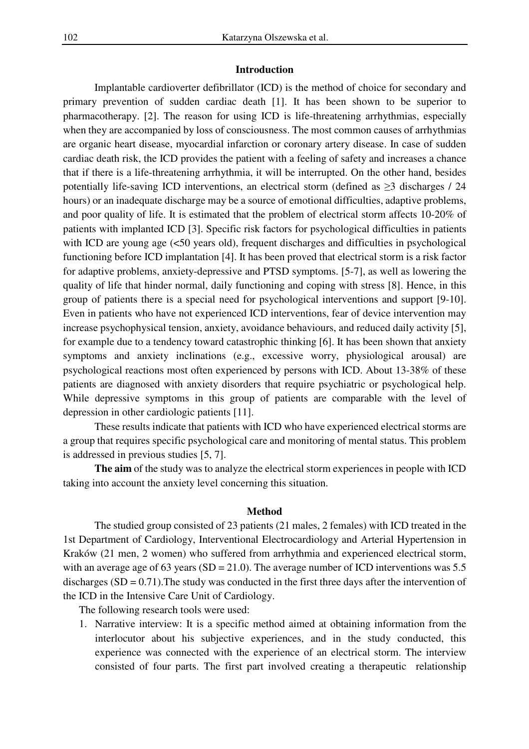## Introduction

Implantable cardioverter defibrillator (ICD) is the method of choice for secondary and primary prevention of sudden cardiac death [1]. It has been shown to be superior to pharmacotherapy. [2]. The reason for using ICD is life-threatening arrhythmias, especially when they are accompanied by loss of consciousness. The most common causes of arrhythmias are organic heart disease, myocardial infarction or coronary artery disease. In case of sudden cardiac death risk, the ICD provides the patient with a feeling of safety and increases a chance that if there is a life-threatening arrhythmia, it will be interrupted. On the other hand, besides potentially life-saving ICD interventions, an electrical storm (defined as ≥3 discharges / 24 hours) or an inadequate discharge may be a source of emotional difficulties, adaptive problems, and poor quality of life. It is estimated that the problem of electrical storm affects 10-20% of patients with implanted ICD [3]. Specific risk factors for psychological difficulties in patients with ICD are young age (<50 years old), frequent discharges and difficulties in psychological functioning before ICD implantation [4]. It has been proved that electrical storm is a risk factor for adaptive problems, anxiety-depressive and PTSD symptoms. [5-7], as well as lowering the quality of life that hinder normal, daily functioning and coping with stress [8]. Hence, in this group of patients there is a special need for psychological interventions and support [9-10]. Even in patients who have not experienced ICD interventions, fear of device intervention may increase psychophysical tension, anxiety, avoidance behaviours, and reduced daily activity [5], for example due to a tendency toward catastrophic thinking [6]. It has been shown that anxiety symptoms and anxiety inclinations (e.g., excessive worry, physiological arousal) are psychological reactions most often experienced by persons with ICD. About 13-38% of these patients are diagnosed with anxiety disorders that require psychiatric or psychological help. While depressive symptoms in this group of patients are comparable with the level of depression in other cardiologic patients [11].

These results indicate that patients with ICD who have experienced electrical storms are a group that requires specific psychological care and monitoring of mental status. This problem is addressed in previous studies [5, 7].

**The aim** of the study was to analyze the electrical storm experiences in people with ICD taking into account the anxiety level concerning this situation.

## Method

The studied group consisted of 23 patients (21 males, 2 females) with ICD treated in the 1st Department of Cardiology, Interventional Electrocardiology and Arterial Hypertension in Kraków (21 men, 2 women) who suffered from arrhythmia and experienced electrical storm, with an average age of 63 years (SD = 21.0). The average number of ICD interventions was 5.5 discharges (SD = 0.71).The study was conducted in the first three days after the intervention of the ICD in the Intensive Care Unit of Cardiology.

The following research tools were used:

1. Narrative interview: It is a specific method aimed at obtaining information from the interlocutor about his subjective experiences, and in the study conducted, this experience was connected with the experience of an electrical storm. The interview consisted of four parts. The first part involved creating a therapeutic relationship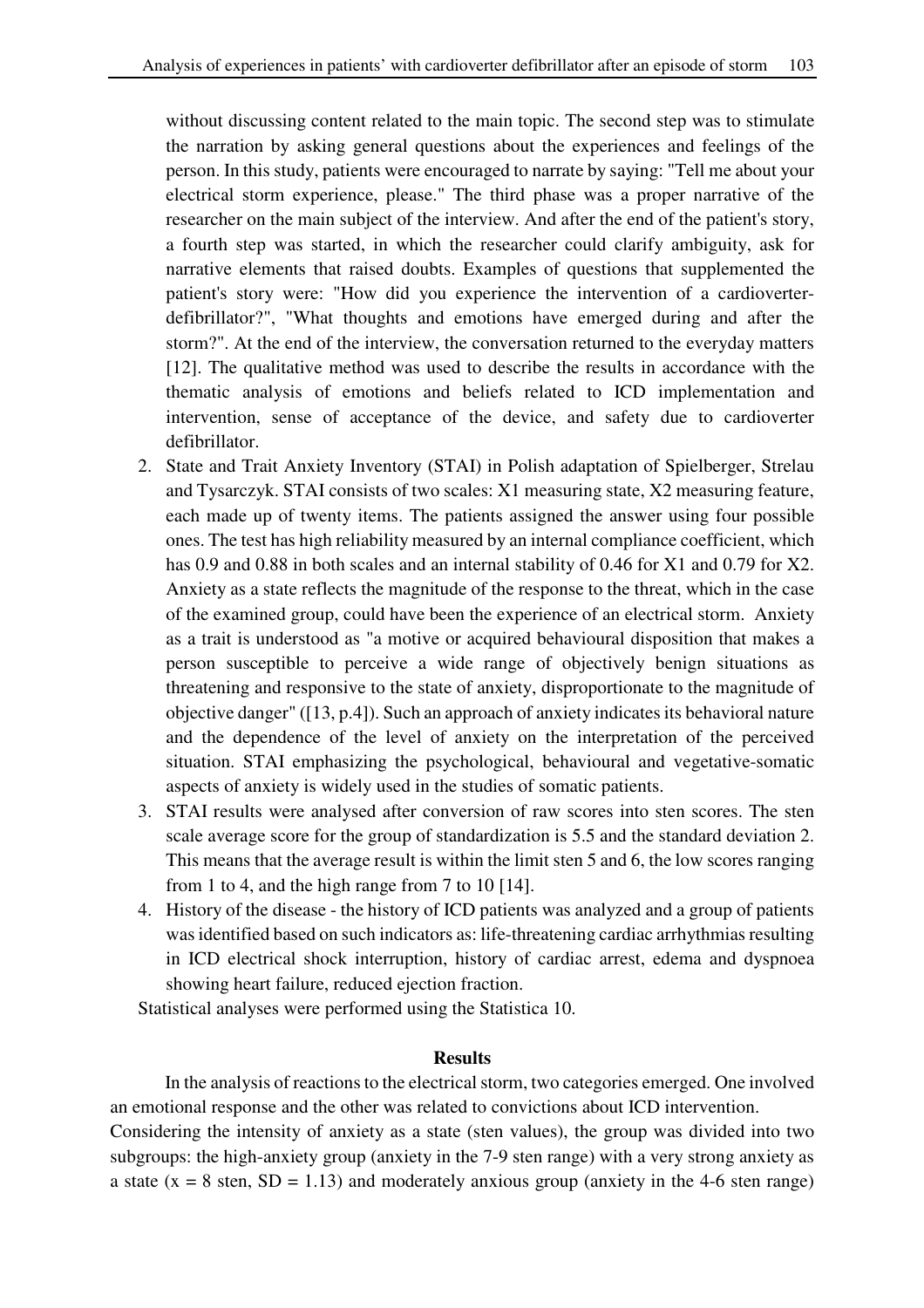without discussing content related to the main topic. The second step was to stimulate the narration by asking general questions about the experiences and feelings of the person. In this study, patients were encouraged to narrate by saying: "Tell me about your electrical storm experience, please." The third phase was a proper narrative of the researcher on the main subject of the interview. And after the end of the patient's story, a fourth step was started, in which the researcher could clarify ambiguity, ask for narrative elements that raised doubts. Examples of questions that supplemented the patient's story were: "How did you experience the intervention of a cardioverter-defibrillator?", "What thoughts and emotions have emerged during and after the storm?". At the end of the interview, the conversation returned to the everyday matters [12]. The qualitative method was used to describe the results in accordance with the thematic analysis of emotions and beliefs related to ICD implementation and intervention, sense of acceptance of the device, and safety due to cardioverter defibrillator.

2. State and Trait Anxiety Inventory (STAI) in Polish adaptation of Spielberger, Strelau and Tysarczyk. STAI consists of two scales: X1 measuring state, X2 measuring feature, each made up of twenty items. The patients assigned the answer using four possible ones. The test has high reliability measured by an internal compliance coefficient, which has 0.9 and 0.88 in both scales and an internal stability of 0.46 for X1 and 0.79 for X2. Anxiety as a state reflects the magnitude of the response to the threat, which in the case of the examined group, could have been the experience of an electrical storm. Anxiety as a trait is understood as "a motive or acquired behavioural disposition that makes a person susceptible to perceive a wide range of objectively benign situations as threatening and responsive to the state of anxiety, disproportionate to the magnitude of objective danger" ([13, p.4]). Such an approach of anxiety indicates its behavioral nature and the dependence of the level of anxiety on the interpretation of the perceived situation. STAI emphasizing the psychological, behavioural and vegetative-somatic aspects of anxiety is widely used in the studies of somatic patients.
3. STAI results were analysed after conversion of raw scores into sten scores. The sten scale average score for the group of standardization is 5.5 and the standard deviation 2. This means that the average result is within the limit sten 5 and 6, the low scores ranging from 1 to 4, and the high range from 7 to 10 [14].
4. History of the disease - the history of ICD patients was analyzed and a group of patients was identified based on such indicators as: life-threatening cardiac arrhythmias resulting in ICD electrical shock interruption, history of cardiac arrest, edema and dyspnoea showing heart failure, reduced ejection fraction.

Statistical analyses were performed using the Statistica 10.

## Results

In the analysis of reactions to the electrical storm, two categories emerged. One involved an emotional response and the other was related to convictions about ICD intervention.

Considering the intensity of anxiety as a state (sten values), the group was divided into two subgroups: the high-anxiety group (anxiety in the 7-9 sten range) with a very strong anxiety as a state ($x = 8$ sten, $SD = 1.13$) and moderately anxious group (anxiety in the 4-6 sten range)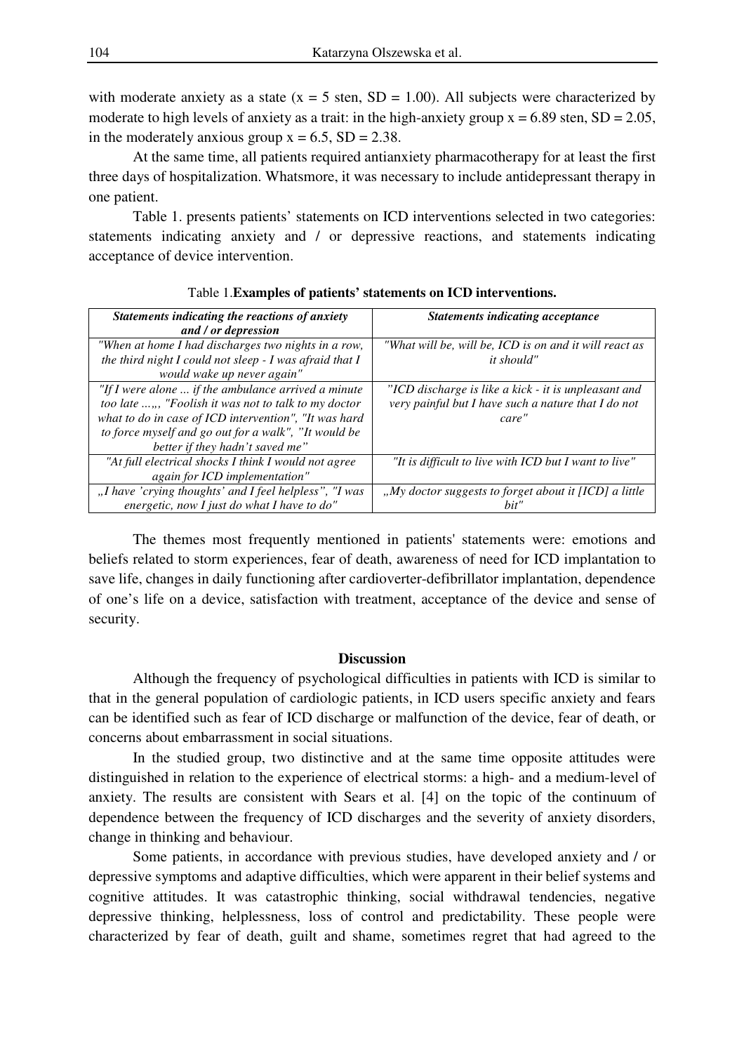with moderate anxiety as a state ($x = 5$ sten, $SD = 1.00$). All subjects were characterized by moderate to high levels of anxiety as a trait: in the high-anxiety group $x = 6.89$ sten, $SD = 2.05$, in the moderately anxious group $x = 6.5$, $SD = 2.38$.

At the same time, all patients required antianxiety pharmacotherapy for at least the first three days of hospitalization. Whatsmore, it was necessary to include antidepressant therapy in one patient.

Table 1. presents patients' statements on ICD interventions selected in two categories: statements indicating anxiety and / or depressive reactions, and statements indicating acceptance of device intervention.

Table 1.**Examples of patients' statements on ICD interventions.**

| ***Statements indicating the reactions of anxiety and / or depression*** | ***Statements indicating acceptance*** |
|---|---|
| *"When at home I had discharges two nights in a row, the third night I could not sleep - I was afraid that I would wake up never again"* | *"What will be, will be, ICD is on and it will react as it should"* |
| *"If I were alone ... if the ambulance arrived a minute too late ...„, "Foolish it was not to talk to my doctor what to do in case of ICD intervention", "It was hard to force myself and go out for a walk", "It would be better if they hadn't saved me"* | *"ICD discharge is like a kick - it is unpleasant and very painful but I have such a nature that I do not care"* |
| *"At full electrical shocks I think I would not agree again for ICD implementation"* | *"It is difficult to live with ICD but I want to live"* |
| *„I have 'crying thoughts' and I feel helpless", "I was energetic, now I just do what I have to do"* | *„My doctor suggests to forget about it [ICD] a little bit"* |

The themes most frequently mentioned in patients' statements were: emotions and beliefs related to storm experiences, fear of death, awareness of need for ICD implantation to save life, changes in daily functioning after cardioverter-defibrillator implantation, dependence of one's life on a device, satisfaction with treatment, acceptance of the device and sense of security.

## Discussion

Although the frequency of psychological difficulties in patients with ICD is similar to that in the general population of cardiologic patients, in ICD users specific anxiety and fears can be identified such as fear of ICD discharge or malfunction of the device, fear of death, or concerns about embarrassment in social situations.

In the studied group, two distinctive and at the same time opposite attitudes were distinguished in relation to the experience of electrical storms: a high- and a medium-level of anxiety. The results are consistent with Sears et al. [4] on the topic of the continuum of dependence between the frequency of ICD discharges and the severity of anxiety disorders, change in thinking and behaviour.

Some patients, in accordance with previous studies, have developed anxiety and / or depressive symptoms and adaptive difficulties, which were apparent in their belief systems and cognitive attitudes. It was catastrophic thinking, social withdrawal tendencies, negative depressive thinking, helplessness, loss of control and predictability. These people were characterized by fear of death, guilt and shame, sometimes regret that had agreed to the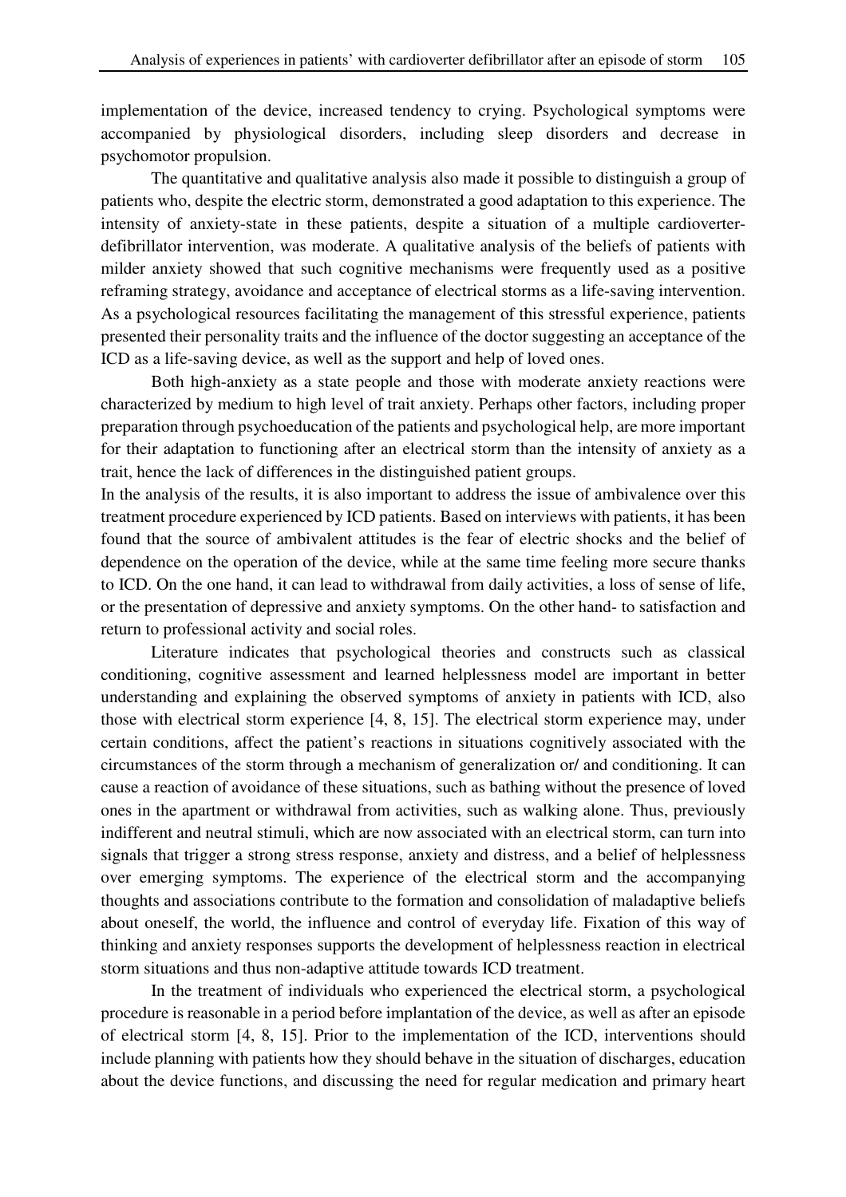implementation of the device, increased tendency to crying. Psychological symptoms were accompanied by physiological disorders, including sleep disorders and decrease in psychomotor propulsion.

The quantitative and qualitative analysis also made it possible to distinguish a group of patients who, despite the electric storm, demonstrated a good adaptation to this experience. The intensity of anxiety-state in these patients, despite a situation of a multiple cardioverter-defibrillator intervention, was moderate. A qualitative analysis of the beliefs of patients with milder anxiety showed that such cognitive mechanisms were frequently used as a positive reframing strategy, avoidance and acceptance of electrical storms as a life-saving intervention. As a psychological resources facilitating the management of this stressful experience, patients presented their personality traits and the influence of the doctor suggesting an acceptance of the ICD as a life-saving device, as well as the support and help of loved ones.

Both high-anxiety as a state people and those with moderate anxiety reactions were characterized by medium to high level of trait anxiety. Perhaps other factors, including proper preparation through psychoeducation of the patients and psychological help, are more important for their adaptation to functioning after an electrical storm than the intensity of anxiety as a trait, hence the lack of differences in the distinguished patient groups.

In the analysis of the results, it is also important to address the issue of ambivalence over this treatment procedure experienced by ICD patients. Based on interviews with patients, it has been found that the source of ambivalent attitudes is the fear of electric shocks and the belief of dependence on the operation of the device, while at the same time feeling more secure thanks to ICD. On the one hand, it can lead to withdrawal from daily activities, a loss of sense of life, or the presentation of depressive and anxiety symptoms. On the other hand- to satisfaction and return to professional activity and social roles.

Literature indicates that psychological theories and constructs such as classical conditioning, cognitive assessment and learned helplessness model are important in better understanding and explaining the observed symptoms of anxiety in patients with ICD, also those with electrical storm experience [4, 8, 15]. The electrical storm experience may, under certain conditions, affect the patient's reactions in situations cognitively associated with the circumstances of the storm through a mechanism of generalization or/ and conditioning. It can cause a reaction of avoidance of these situations, such as bathing without the presence of loved ones in the apartment or withdrawal from activities, such as walking alone. Thus, previously indifferent and neutral stimuli, which are now associated with an electrical storm, can turn into signals that trigger a strong stress response, anxiety and distress, and a belief of helplessness over emerging symptoms. The experience of the electrical storm and the accompanying thoughts and associations contribute to the formation and consolidation of maladaptive beliefs about oneself, the world, the influence and control of everyday life. Fixation of this way of thinking and anxiety responses supports the development of helplessness reaction in electrical storm situations and thus non-adaptive attitude towards ICD treatment.

In the treatment of individuals who experienced the electrical storm, a psychological procedure is reasonable in a period before implantation of the device, as well as after an episode of electrical storm [4, 8, 15]. Prior to the implementation of the ICD, interventions should include planning with patients how they should behave in the situation of discharges, education about the device functions, and discussing the need for regular medication and primary heart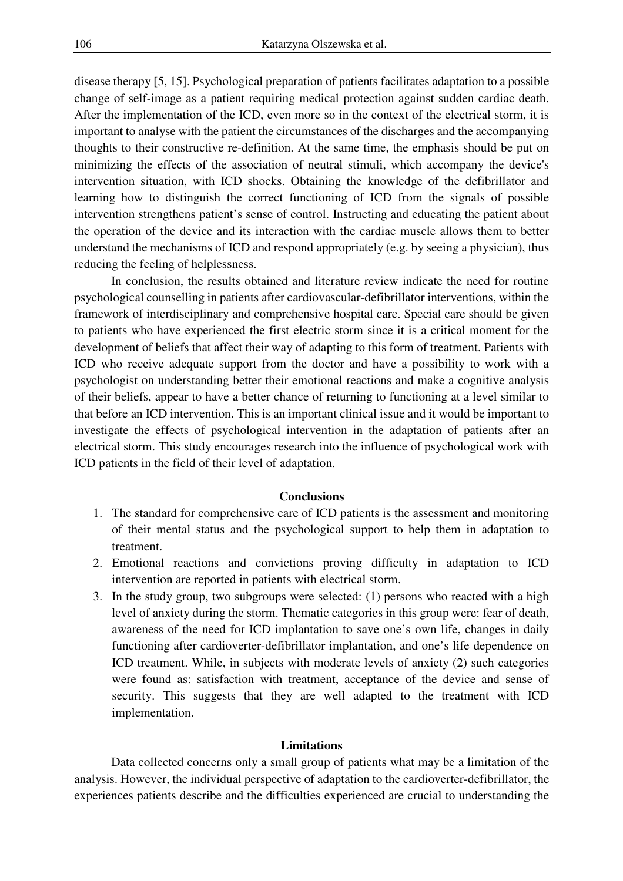disease therapy [5, 15]. Psychological preparation of patients facilitates adaptation to a possible change of self-image as a patient requiring medical protection against sudden cardiac death. After the implementation of the ICD, even more so in the context of the electrical storm, it is important to analyse with the patient the circumstances of the discharges and the accompanying thoughts to their constructive re-definition. At the same time, the emphasis should be put on minimizing the effects of the association of neutral stimuli, which accompany the device's intervention situation, with ICD shocks. Obtaining the knowledge of the defibrillator and learning how to distinguish the correct functioning of ICD from the signals of possible intervention strengthens patient's sense of control. Instructing and educating the patient about the operation of the device and its interaction with the cardiac muscle allows them to better understand the mechanisms of ICD and respond appropriately (e.g. by seeing a physician), thus reducing the feeling of helplessness.

In conclusion, the results obtained and literature review indicate the need for routine psychological counselling in patients after cardiovascular-defibrillator interventions, within the framework of interdisciplinary and comprehensive hospital care. Special care should be given to patients who have experienced the first electric storm since it is a critical moment for the development of beliefs that affect their way of adapting to this form of treatment. Patients with ICD who receive adequate support from the doctor and have a possibility to work with a psychologist on understanding better their emotional reactions and make a cognitive analysis of their beliefs, appear to have a better chance of returning to functioning at a level similar to that before an ICD intervention. This is an important clinical issue and it would be important to investigate the effects of psychological intervention in the adaptation of patients after an electrical storm. This study encourages research into the influence of psychological work with ICD patients in the field of their level of adaptation.

## Conclusions

1. The standard for comprehensive care of ICD patients is the assessment and monitoring of their mental status and the psychological support to help them in adaptation to treatment.
2. Emotional reactions and convictions proving difficulty in adaptation to ICD intervention are reported in patients with electrical storm.
3. In the study group, two subgroups were selected: (1) persons who reacted with a high level of anxiety during the storm. Thematic categories in this group were: fear of death, awareness of the need for ICD implantation to save one's own life, changes in daily functioning after cardioverter-defibrillator implantation, and one's life dependence on ICD treatment. While, in subjects with moderate levels of anxiety (2) such categories were found as: satisfaction with treatment, acceptance of the device and sense of security. This suggests that they are well adapted to the treatment with ICD implementation.

## Limitations

Data collected concerns only a small group of patients what may be a limitation of the analysis. However, the individual perspective of adaptation to the cardioverter-defibrillator, the experiences patients describe and the difficulties experienced are crucial to understanding the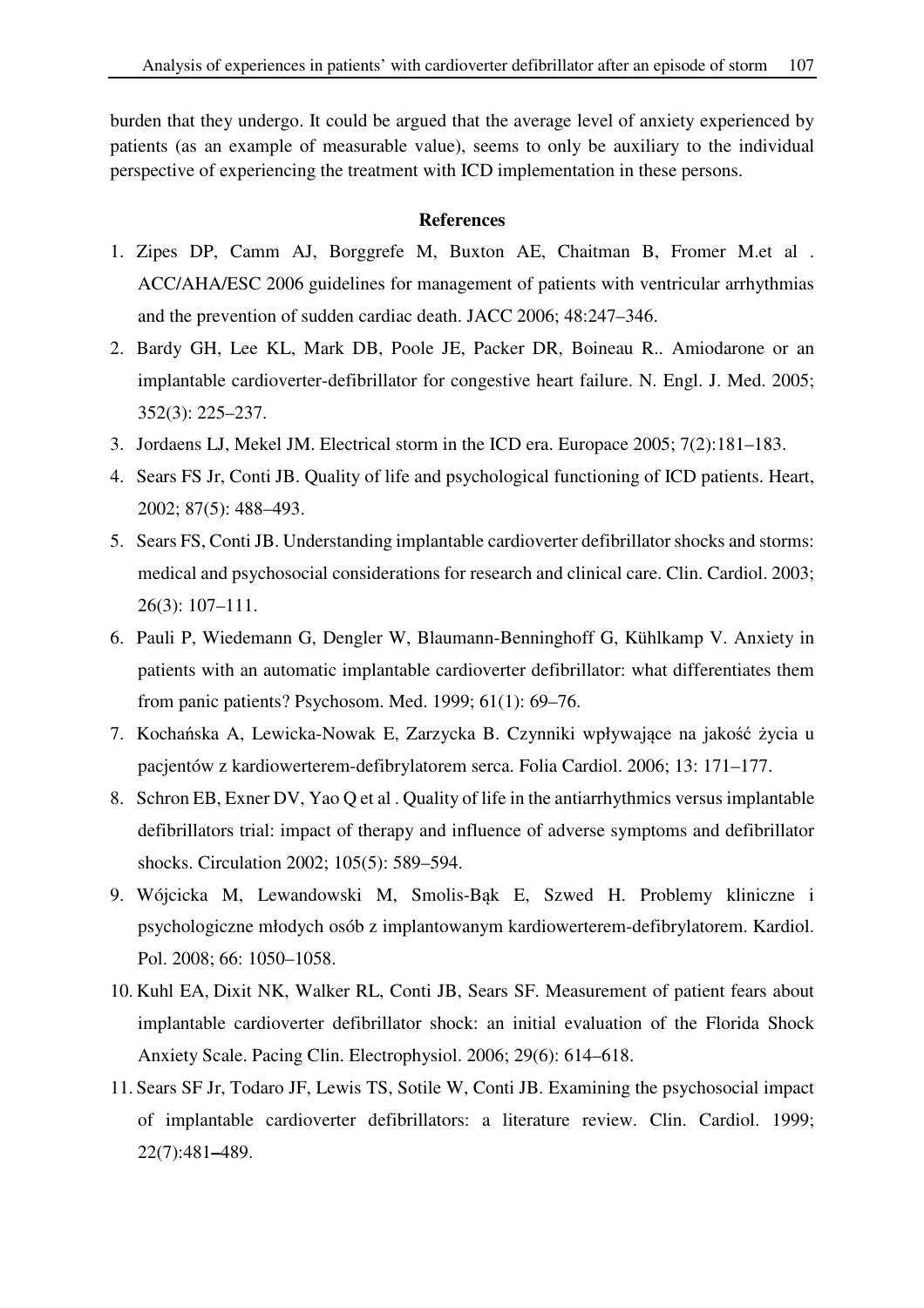burden that they undergo. It could be argued that the average level of anxiety experienced by patients (as an example of measurable value), seems to only be auxiliary to the individual perspective of experiencing the treatment with ICD implementation in these persons.

## References

1. Zipes DP, Camm AJ, Borggrefe M, Buxton AE, Chaitman B, Fromer M.et al . ACC/AHA/ESC 2006 guidelines for management of patients with ventricular arrhythmias and the prevention of sudden cardiac death. JACC 2006; 48:247–346.
2. Bardy GH, Lee KL, Mark DB, Poole JE, Packer DR, Boineau R.. Amiodarone or an implantable cardioverter-defibrillator for congestive heart failure. N. Engl. J. Med. 2005; 352(3): 225–237.
3. Jordaens LJ, Mekel JM. Electrical storm in the ICD era. Europace 2005; 7(2):181–183.
4. Sears FS Jr, Conti JB. Quality of life and psychological functioning of ICD patients. Heart, 2002; 87(5): 488–493.
5. Sears FS, Conti JB. Understanding implantable cardioverter defibrillator shocks and storms: medical and psychosocial considerations for research and clinical care. Clin. Cardiol. 2003; 26(3): 107–111.
6. Pauli P, Wiedemann G, Dengler W, Blaumann-Benninghoff G, Kühlkamp V. Anxiety in patients with an automatic implantable cardioverter defibrillator: what differentiates them from panic patients? Psychosom. Med. 1999; 61(1): 69–76.
7. Kochańska A, Lewicka-Nowak E, Zarzycka B. Czynniki wpływające na jakość życia u pacjentów z kardiowerterem-defibrylatorem serca. Folia Cardiol. 2006; 13: 171–177.
8. Schron EB, Exner DV, Yao Q et al . Quality of life in the antiarrhythmics versus implantable defibrillators trial: impact of therapy and influence of adverse symptoms and defibrillator shocks. Circulation 2002; 105(5): 589–594.
9. Wójcicka M, Lewandowski M, Smolis-Bąk E, Szwed H. Problemy kliniczne i psychologiczne młodych osób z implantowanym kardiowerterem-defibrylatorem. Kardiol. Pol. 2008; 66: 1050–1058.
10. Kuhl EA, Dixit NK, Walker RL, Conti JB, Sears SF. Measurement of patient fears about implantable cardioverter defibrillator shock: an initial evaluation of the Florida Shock Anxiety Scale. Pacing Clin. Electrophysiol. 2006; 29(6): 614–618.
11. Sears SF Jr, Todaro JF, Lewis TS, Sotile W, Conti JB. Examining the psychosocial impact of implantable cardioverter defibrillators: a literature review. Clin. Cardiol. 1999; 22(7):481–489.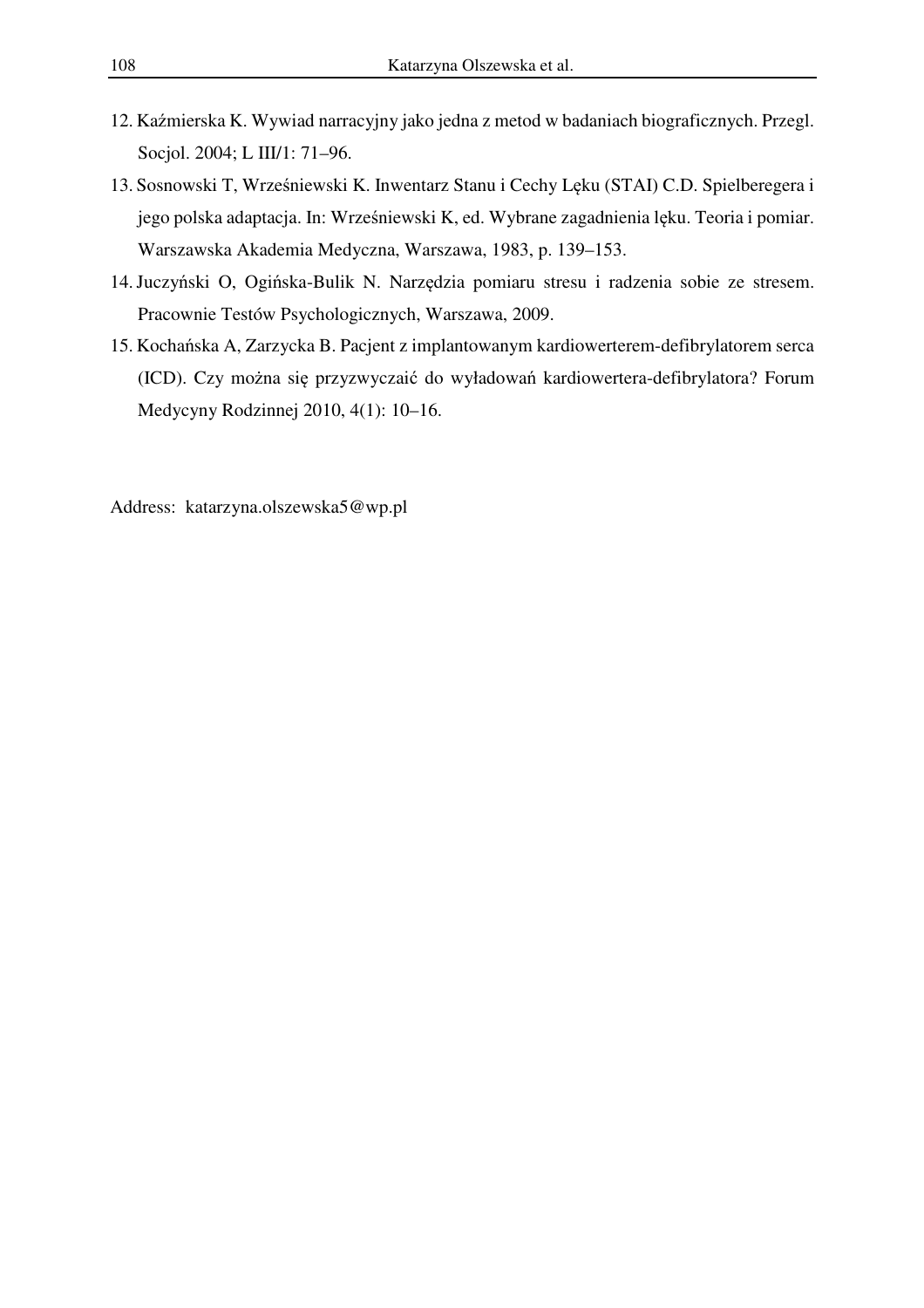12. Kaźmierska K. Wywiad narracyjny jako jedna z metod w badaniach biograficznych. Przegl. Socjol. 2004; L III/1: 71–96.
13. Sosnowski T, Wrześniewski K. Inwentarz Stanu i Cechy Lęku (STAI) C.D. Spielberegera i jego polska adaptacja. In: Wrześniewski K, ed. Wybrane zagadnienia lęku. Teoria i pomiar. Warszawska Akademia Medyczna, Warszawa, 1983, p. 139–153.
14. Juczyński O, Ogińska-Bulik N. Narzędzia pomiaru stresu i radzenia sobie ze stresem. Pracownie Testów Psychologicznych, Warszawa, 2009.
15. Kochańska A, Zarzycka B. Pacjent z implantowanym kardiowerterem-defibrylatorem serca (ICD). Czy można się przyzwyczaić do wyładowań kardiowertera-defibrylatora? Forum Medycyny Rodzinnej 2010, 4(1): 10–16.

Address: katarzyna.olszewska5@wp.pl